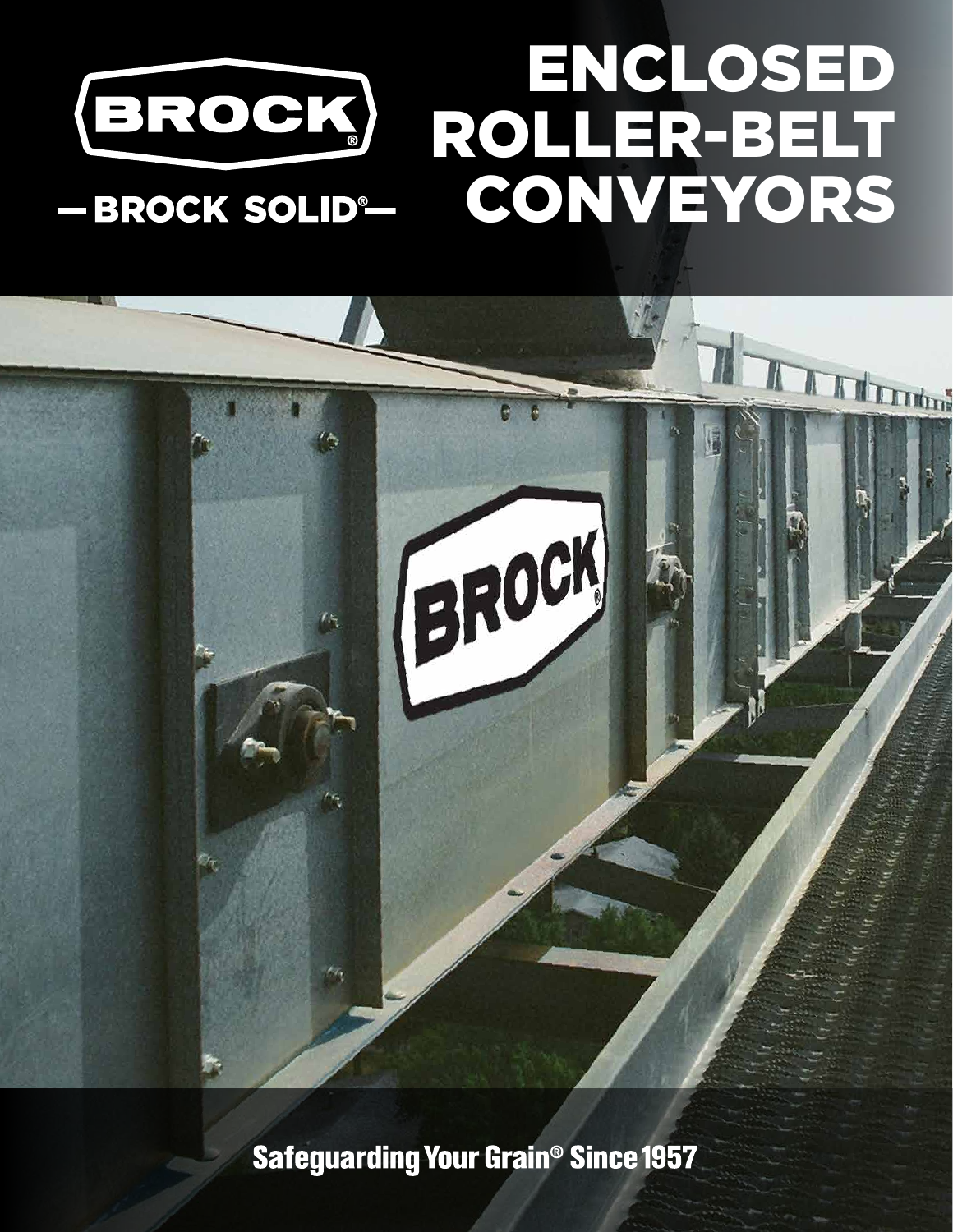BROCK®

— BROCK SOLID® —

# ENCLOSED ROLLER-BELT CONVEYORS

Safeguarding Your Grain® Since 1957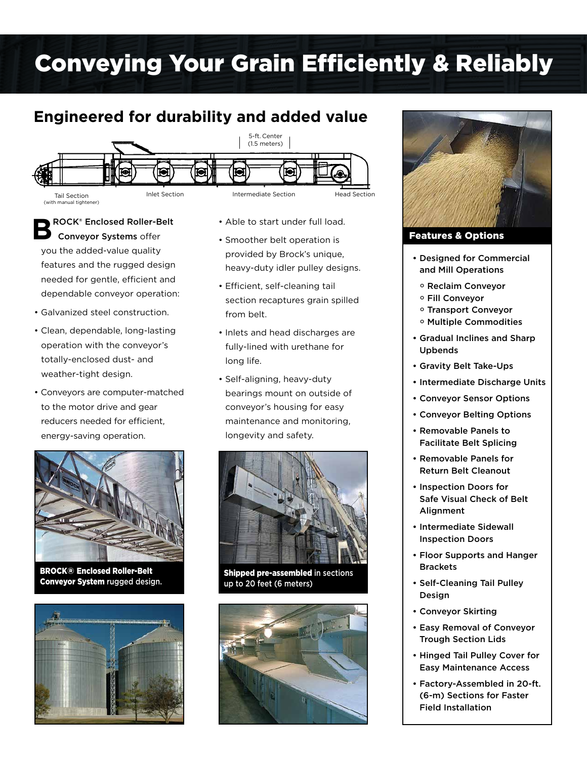# Conveying Your Grain Efficiently & Reliably

## Engineered for durability and added value

5-ft. Center (1.5 meters)

Tail Section (with manual tightener) | Inlet Section | Intermediate Section | Head Section

**BROCK® Enclosed Roller-Belt Conveyor Systems** offer you the added-value quality features and the rugged design needed for gentle, efficient and dependable conveyor operation:

- Galvanized steel construction.
- Clean, dependable, long-lasting operation with the conveyor's totally-enclosed dust- and weather-tight design.
- Conveyors are computer-matched to the motor drive and gear reducers needed for efficient, energy-saving operation.
- Able to start under full load.
- Smoother belt operation is provided by Brock's unique, heavy-duty idler pulley designs.
- Efficient, self-cleaning tail section recaptures grain spilled from belt.
- Inlets and head discharges are fully-lined with urethane for long life.
- Self-aligning, heavy-duty bearings mount on outside of conveyor's housing for easy maintenance and monitoring, longevity and safety.

**BROCK® Enclosed Roller-Belt Conveyor System** rugged design.

**Shipped pre-assembled** in sections up to 20 feet (6 meters)

### Features & Options

- **Designed for Commercial and Mill Operations**
  - **Reclaim Conveyor**
  - **Fill Conveyor**
  - **Transport Conveyor**
  - **Multiple Commodities**
- **Gradual Inclines and Sharp Upbends**
- **Gravity Belt Take-Ups**
- **Intermediate Discharge Units**
- **Conveyor Sensor Options**
- **Conveyor Belting Options**
- **Removable Panels to Facilitate Belt Splicing**
- **Removable Panels for Return Belt Cleanout**
- **Inspection Doors for Safe Visual Check of Belt Alignment**
- **Intermediate Sidewall Inspection Doors**
- **Floor Supports and Hanger Brackets**
- **Self-Cleaning Tail Pulley Design**
- **Conveyor Skirting**
- **Easy Removal of Conveyor Trough Section Lids**
- **Hinged Tail Pulley Cover for Easy Maintenance Access**
- **Factory-Assembled in 20-ft. (6-m) Sections for Faster Field Installation**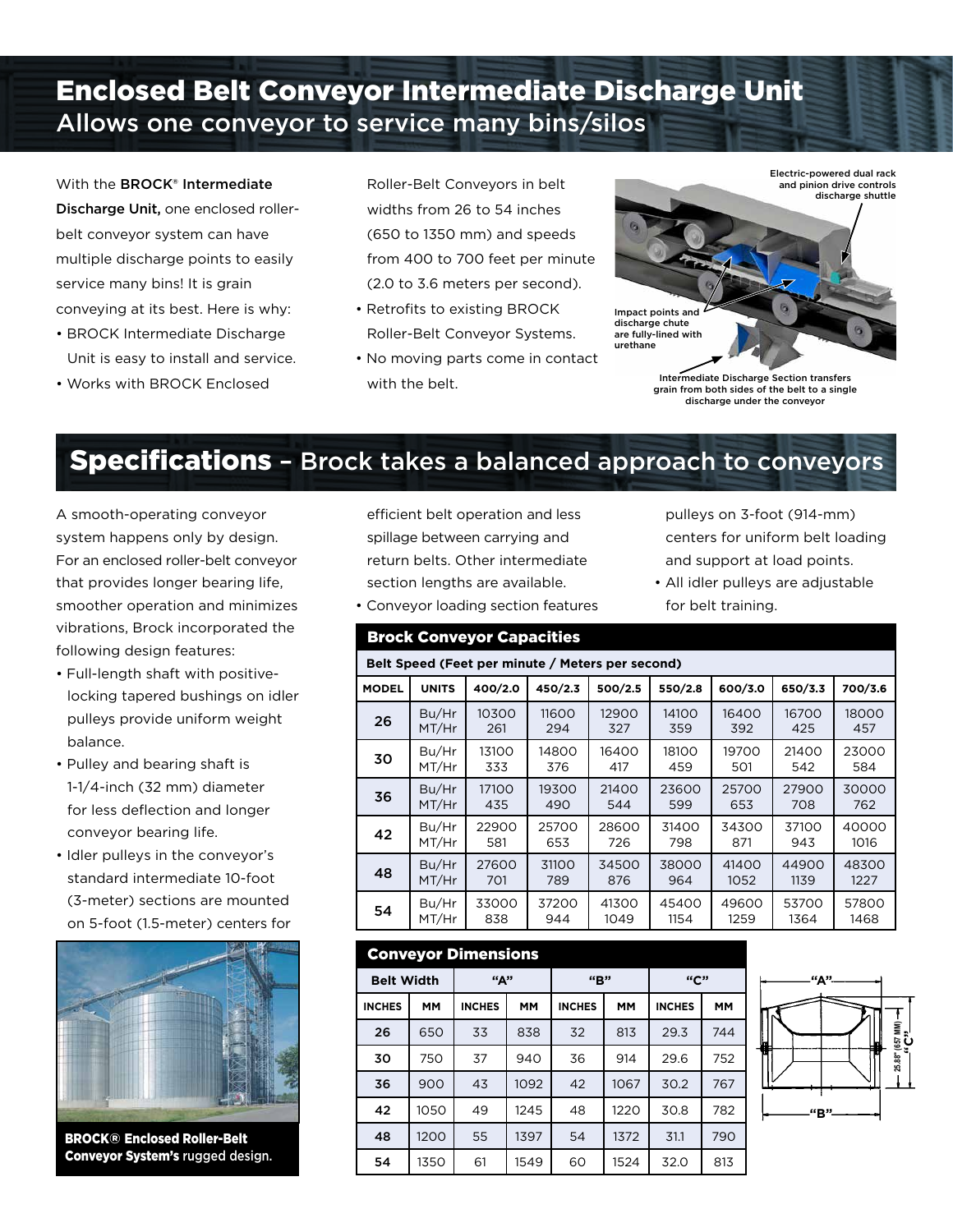# Enclosed Belt Conveyor Intermediate Discharge Unit

## Allows one conveyor to service many bins/silos

With the **BROCK® Intermediate Discharge Unit,** one enclosed roller-belt conveyor system can have multiple discharge points to easily service many bins! It is grain conveying at its best. Here is why:

- BROCK Intermediate Discharge Unit is easy to install and service.
- Works with BROCK Enclosed Roller-Belt Conveyors in belt widths from 26 to 54 inches (650 to 1350 mm) and speeds from 400 to 700 feet per minute (2.0 to 3.6 meters per second).
- Retrofits to existing BROCK Roller-Belt Conveyor Systems.
- No moving parts come in contact with the belt.

Electric-powered dual rack and pinion drive controls discharge shuttle

Impact points and discharge chute are fully-lined with urethane

Intermediate Discharge Section transfers grain from both sides of the belt to a single discharge under the conveyor

# Specifications – Brock takes a balanced approach to conveyors

A smooth-operating conveyor system happens only by design. For an enclosed roller-belt conveyor that provides longer bearing life, smoother operation and minimizes vibrations, Brock incorporated the following design features:

- Full-length shaft with positive-locking tapered bushings on idler pulleys provide uniform weight balance.
- Pulley and bearing shaft is 1-1/4-inch (32 mm) diameter for less deflection and longer conveyor bearing life.
- Idler pulleys in the conveyor's standard intermediate 10-foot (3-meter) sections are mounted on 5-foot (1.5-meter) centers for efficient belt operation and less spillage between carrying and return belts. Other intermediate section lengths are available.
- Conveyor loading section features pulleys on 3-foot (914-mm) centers for uniform belt loading and support at load points.
- All idler pulleys are adjustable for belt training.

**BROCK® Enclosed Roller-Belt Conveyor System's** rugged design.

### Brock Conveyor Capacities

| | | Belt Speed (Feet per minute / Meters per second) | | | | | | |
|---|---|---|---|---|---|---|---|---|
| **MODEL** | **UNITS** | **400/2.0** | **450/2.3** | **500/2.5** | **550/2.8** | **600/3.0** | **650/3.3** | **700/3.6** |
| **26** | Bu/Hr | 10300 | 11600 | 12900 | 14100 | 16400 | 16700 | 18000 |
| | MT/Hr | 261 | 294 | 327 | 359 | 392 | 425 | 457 |
| **30** | Bu/Hr | 13100 | 14800 | 16400 | 18100 | 19700 | 21400 | 23000 |
| | MT/Hr | 333 | 376 | 417 | 459 | 501 | 542 | 584 |
| **36** | Bu/Hr | 17100 | 19300 | 21400 | 23600 | 25700 | 27900 | 30000 |
| | MT/Hr | 435 | 490 | 544 | 599 | 653 | 708 | 762 |
| **42** | Bu/Hr | 22900 | 25700 | 28600 | 31400 | 34300 | 37100 | 40000 |
| | MT/Hr | 581 | 653 | 726 | 798 | 871 | 943 | 1016 |
| **48** | Bu/Hr | 27600 | 31100 | 34500 | 38000 | 41400 | 44900 | 48300 |
| | MT/Hr | 701 | 789 | 876 | 964 | 1052 | 1139 | 1227 |
| **54** | Bu/Hr | 33000 | 37200 | 41300 | 45400 | 49600 | 53700 | 57800 |
| | MT/Hr | 838 | 944 | 1049 | 1154 | 1259 | 1364 | 1468 |

### Conveyor Dimensions

| Belt Width | | "A" | | "B" | | "C" | |
|---|---|---|---|---|---|---|---|
| **INCHES** | **MM** | **INCHES** | **MM** | **INCHES** | **MM** | **INCHES** | **MM** |
| **26** | 650 | 33 | 838 | 32 | 813 | 29.3 | 744 |
| **30** | 750 | 37 | 940 | 36 | 914 | 29.6 | 752 |
| **36** | 900 | 43 | 1092 | 42 | 1067 | 30.2 | 767 |
| **42** | 1050 | 49 | 1245 | 48 | 1220 | 30.8 | 782 |
| **48** | 1200 | 55 | 1397 | 54 | 1372 | 31.1 | 790 |
| **54** | 1350 | 61 | 1549 | 60 | 1524 | 32.0 | 813 |

"A" "B" "C" 25.88" (657 MM)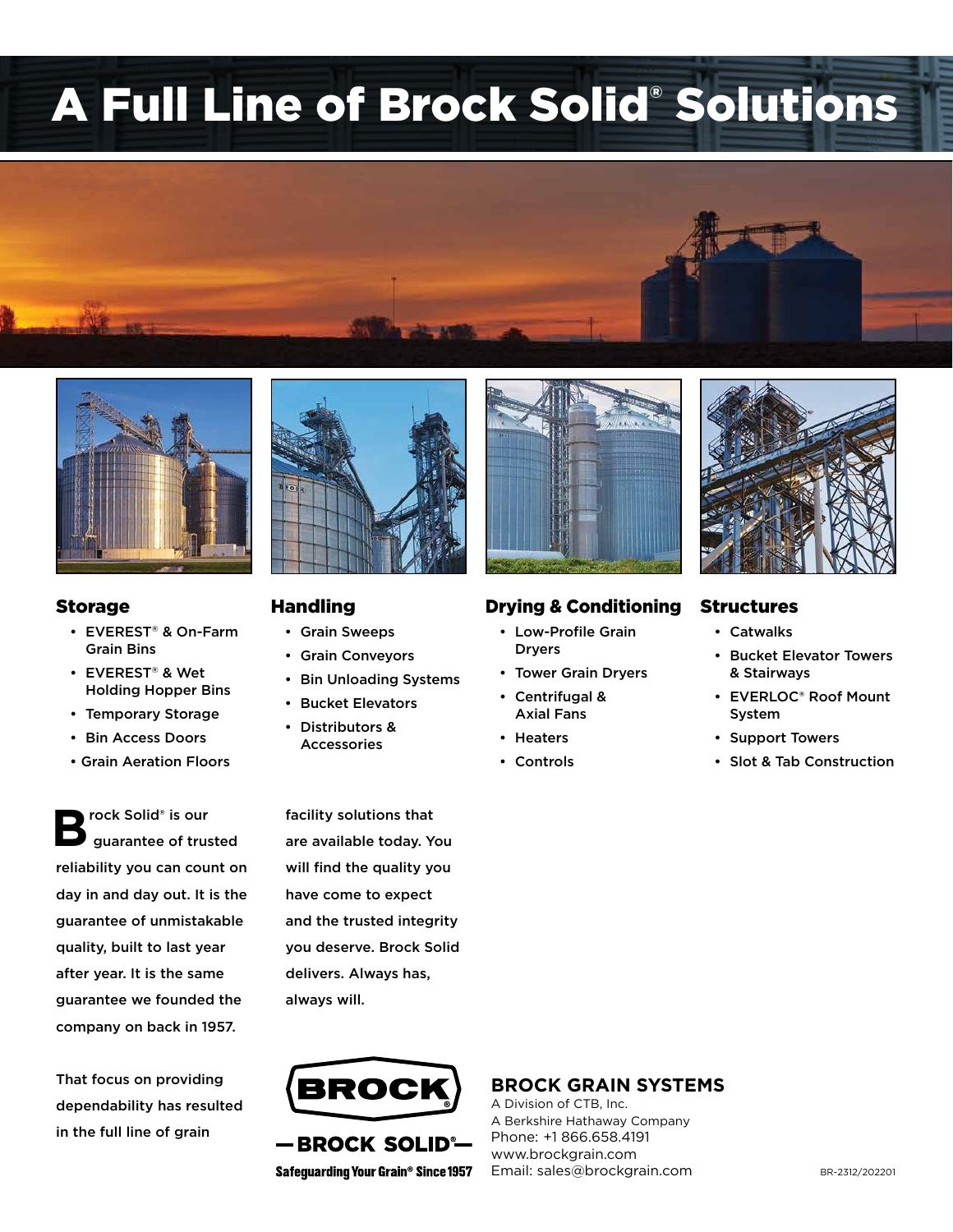# A Full Line of Brock Solid® Solutions

### Storage

- EVEREST® & On-Farm Grain Bins
- EVEREST® & Wet Holding Hopper Bins
- Temporary Storage
- Bin Access Doors
- Grain Aeration Floors

### Handling

- Grain Sweeps
- Grain Conveyors
- Bin Unloading Systems
- Bucket Elevators
- Distributors & Accessories

### Drying & Conditioning

- Low-Profile Grain Dryers
- Tower Grain Dryers
- Centrifugal & Axial Fans
- Heaters
- Controls

### Structures

- Catwalks
- Bucket Elevator Towers & Stairways
- EVERLOC® Roof Mount System
- Support Towers
- Slot & Tab Construction

Brock Solid® is our guarantee of trusted reliability you can count on day in and day out. It is the guarantee of unmistakable quality, built to last year after year. It is the same guarantee we founded the company on back in 1957.

That focus on providing dependability has resulted in the full line of grain facility solutions that are available today. You will find the quality you have come to expect and the trusted integrity you deserve. Brock Solid delivers. Always has, always will.

BROCK

— BROCK SOLID® —

Safeguarding Your Grain® Since 1957

**BROCK GRAIN SYSTEMS**
A Division of CTB, Inc.
A Berkshire Hathaway Company
Phone: +1 866.658.4191
www.brockgrain.com
Email: sales@brockgrain.com

BR-2312/202201